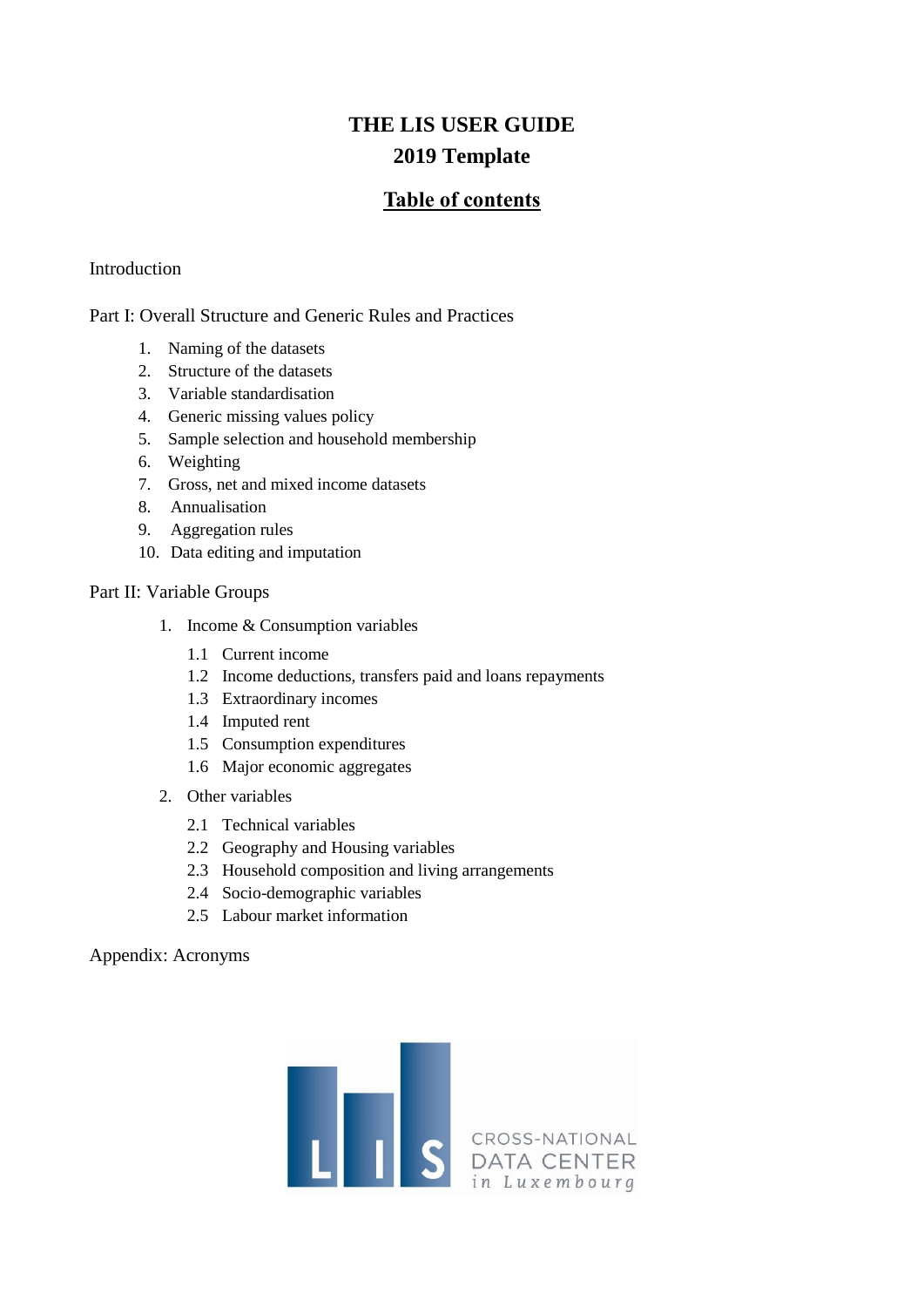# THE LIS USER GUIDE
# 2019 Template

## Table of contents

Introduction

Part I: Overall Structure and Generic Rules and Practices

1. Naming of the datasets
2. Structure of the datasets
3. Variable standardisation
4. Generic missing values policy
5. Sample selection and household membership
6. Weighting
7. Gross, net and mixed income datasets
8. Annualisation
9. Aggregation rules
10. Data editing and imputation

Part II: Variable Groups

1. Income & Consumption variables
   - 1.1 Current income
   - 1.2 Income deductions, transfers paid and loans repayments
   - 1.3 Extraordinary incomes
   - 1.4 Imputed rent
   - 1.5 Consumption expenditures
   - 1.6 Major economic aggregates
2. Other variables
   - 2.1 Technical variables
   - 2.2 Geography and Housing variables
   - 2.3 Household composition and living arrangements
   - 2.4 Socio-demographic variables
   - 2.5 Labour market information

Appendix: Acronyms

LIS CROSS-NATIONAL DATA CENTER in Luxembourg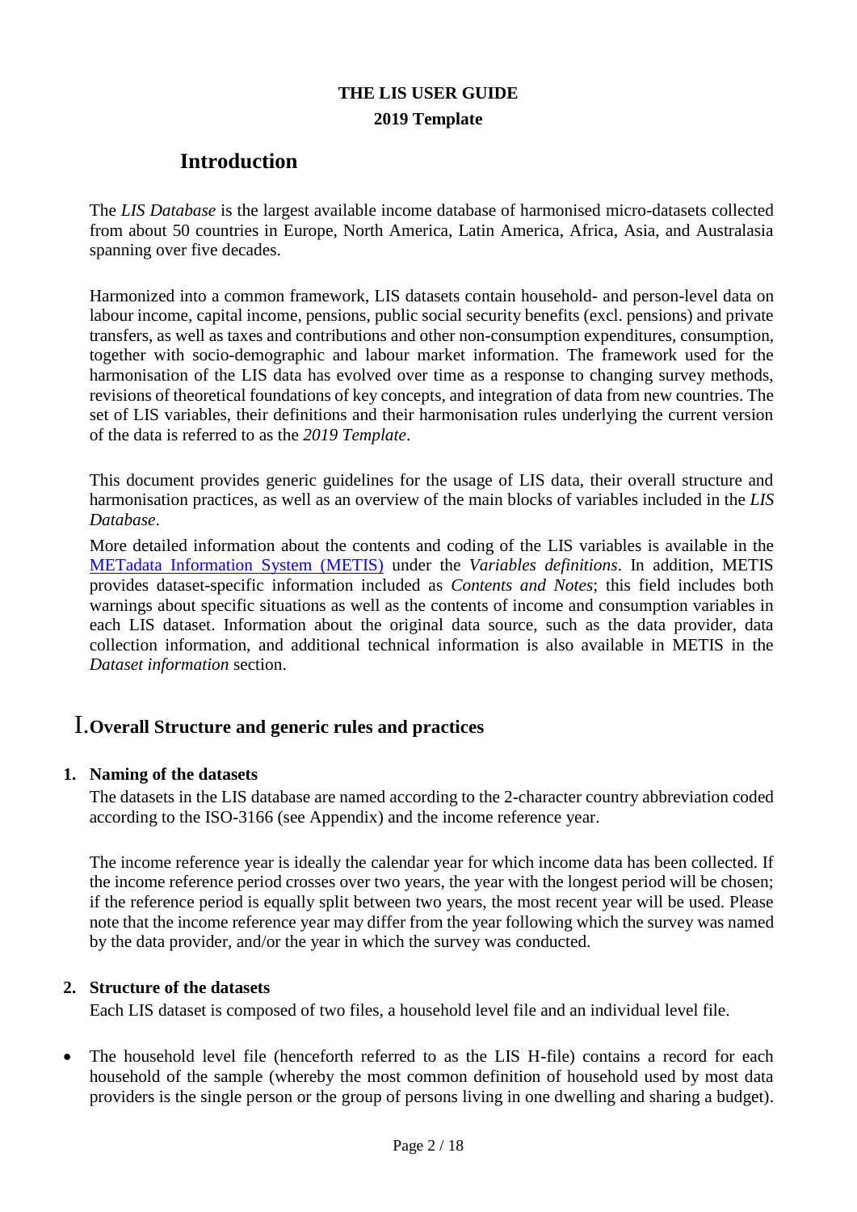**THE LIS USER GUIDE**

**2019 Template**

# Introduction

The *LIS Database* is the largest available income database of harmonised micro-datasets collected from about 50 countries in Europe, North America, Latin America, Africa, Asia, and Australasia spanning over five decades.

Harmonized into a common framework, LIS datasets contain household- and person-level data on labour income, capital income, pensions, public social security benefits (excl. pensions) and private transfers, as well as taxes and contributions and other non-consumption expenditures, consumption, together with socio-demographic and labour market information. The framework used for the harmonisation of the LIS data has evolved over time as a response to changing survey methods, revisions of theoretical foundations of key concepts, and integration of data from new countries. The set of LIS variables, their definitions and their harmonisation rules underlying the current version of the data is referred to as the *2019 Template*.

This document provides generic guidelines for the usage of LIS data, their overall structure and harmonisation practices, as well as an overview of the main blocks of variables included in the *LIS Database*.

More detailed information about the contents and coding of the LIS variables is available in the METadata Information System (METIS) under the *Variables definitions*. In addition, METIS provides dataset-specific information included as *Contents and Notes*; this field includes both warnings about specific situations as well as the contents of income and consumption variables in each LIS dataset. Information about the original data source, such as the data provider, data collection information, and additional technical information is also available in METIS in the *Dataset information* section.

## I. Overall Structure and generic rules and practices

### 1. Naming of the datasets

The datasets in the LIS database are named according to the 2-character country abbreviation coded according to the ISO-3166 (see Appendix) and the income reference year.

The income reference year is ideally the calendar year for which income data has been collected. If the income reference period crosses over two years, the year with the longest period will be chosen; if the reference period is equally split between two years, the most recent year will be used. Please note that the income reference year may differ from the year following which the survey was named by the data provider, and/or the year in which the survey was conducted.

### 2. Structure of the datasets

Each LIS dataset is composed of two files, a household level file and an individual level file.

- The household level file (henceforth referred to as the LIS H-file) contains a record for each household of the sample (whereby the most common definition of household used by most data providers is the single person or the group of persons living in one dwelling and sharing a budget).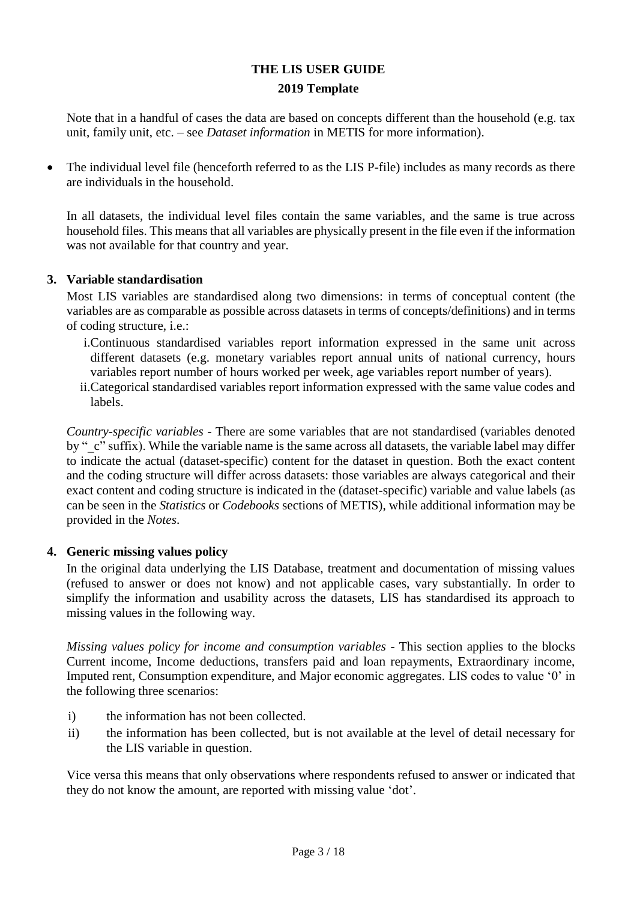Note that in a handful of cases the data are based on concepts different than the household (e.g. tax unit, family unit, etc. – see *Dataset information* in METIS for more information).

- The individual level file (henceforth referred to as the LIS P-file) includes as many records as there are individuals in the household.

  In all datasets, the individual level files contain the same variables, and the same is true across household files. This means that all variables are physically present in the file even if the information was not available for that country and year.

## 3. Variable standardisation

Most LIS variables are standardised along two dimensions: in terms of conceptual content (the variables are as comparable as possible across datasets in terms of concepts/definitions) and in terms of coding structure, i.e.:

i. Continuous standardised variables report information expressed in the same unit across different datasets (e.g. monetary variables report annual units of national currency, hours variables report number of hours worked per week, age variables report number of years).

ii. Categorical standardised variables report information expressed with the same value codes and labels.

*Country-specific variables* - There are some variables that are not standardised (variables denoted by "_c" suffix). While the variable name is the same across all datasets, the variable label may differ to indicate the actual (dataset-specific) content for the dataset in question. Both the exact content and the coding structure will differ across datasets: those variables are always categorical and their exact content and coding structure is indicated in the (dataset-specific) variable and value labels (as can be seen in the *Statistics* or *Codebooks* sections of METIS), while additional information may be provided in the *Notes*.

## 4. Generic missing values policy

In the original data underlying the LIS Database, treatment and documentation of missing values (refused to answer or does not know) and not applicable cases, vary substantially. In order to simplify the information and usability across the datasets, LIS has standardised its approach to missing values in the following way.

*Missing values policy for income and consumption variables* - This section applies to the blocks Current income, Income deductions, transfers paid and loan repayments, Extraordinary income, Imputed rent, Consumption expenditure, and Major economic aggregates. LIS codes to value '0' in the following three scenarios:

i) the information has not been collected.

ii) the information has been collected, but is not available at the level of detail necessary for the LIS variable in question.

Vice versa this means that only observations where respondents refused to answer or indicated that they do not know the amount, are reported with missing value 'dot'.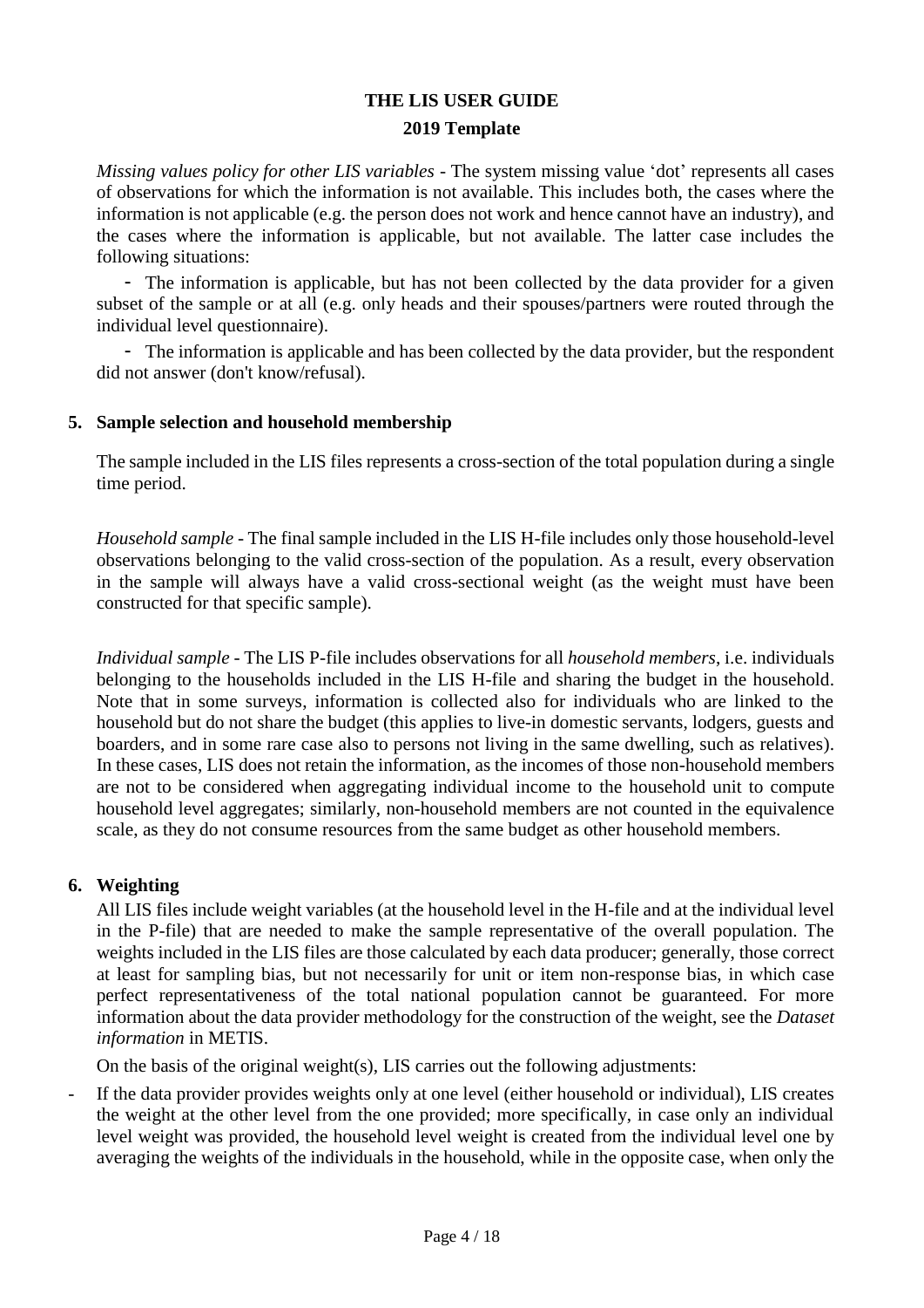*Missing values policy for other LIS variables* - The system missing value 'dot' represents all cases of observations for which the information is not available. This includes both, the cases where the information is not applicable (e.g. the person does not work and hence cannot have an industry), and the cases where the information is applicable, but not available. The latter case includes the following situations:

- The information is applicable, but has not been collected by the data provider for a given subset of the sample or at all (e.g. only heads and their spouses/partners were routed through the individual level questionnaire).
- The information is applicable and has been collected by the data provider, but the respondent did not answer (don't know/refusal).

## 5. Sample selection and household membership

The sample included in the LIS files represents a cross-section of the total population during a single time period.

*Household sample* - The final sample included in the LIS H-file includes only those household-level observations belonging to the valid cross-section of the population. As a result, every observation in the sample will always have a valid cross-sectional weight (as the weight must have been constructed for that specific sample).

*Individual sample* - The LIS P-file includes observations for all *household members*, i.e. individuals belonging to the households included in the LIS H-file and sharing the budget in the household. Note that in some surveys, information is collected also for individuals who are linked to the household but do not share the budget (this applies to live-in domestic servants, lodgers, guests and boarders, and in some rare case also to persons not living in the same dwelling, such as relatives). In these cases, LIS does not retain the information, as the incomes of those non-household members are not to be considered when aggregating individual income to the household unit to compute household level aggregates; similarly, non-household members are not counted in the equivalence scale, as they do not consume resources from the same budget as other household members.

## 6. Weighting

All LIS files include weight variables (at the household level in the H-file and at the individual level in the P-file) that are needed to make the sample representative of the overall population. The weights included in the LIS files are those calculated by each data producer; generally, those correct at least for sampling bias, but not necessarily for unit or item non-response bias, in which case perfect representativeness of the total national population cannot be guaranteed. For more information about the data provider methodology for the construction of the weight, see the *Dataset information* in METIS.

On the basis of the original weight(s), LIS carries out the following adjustments:

- If the data provider provides weights only at one level (either household or individual), LIS creates the weight at the other level from the one provided; more specifically, in case only an individual level weight was provided, the household level weight is created from the individual level one by averaging the weights of the individuals in the household, while in the opposite case, when only the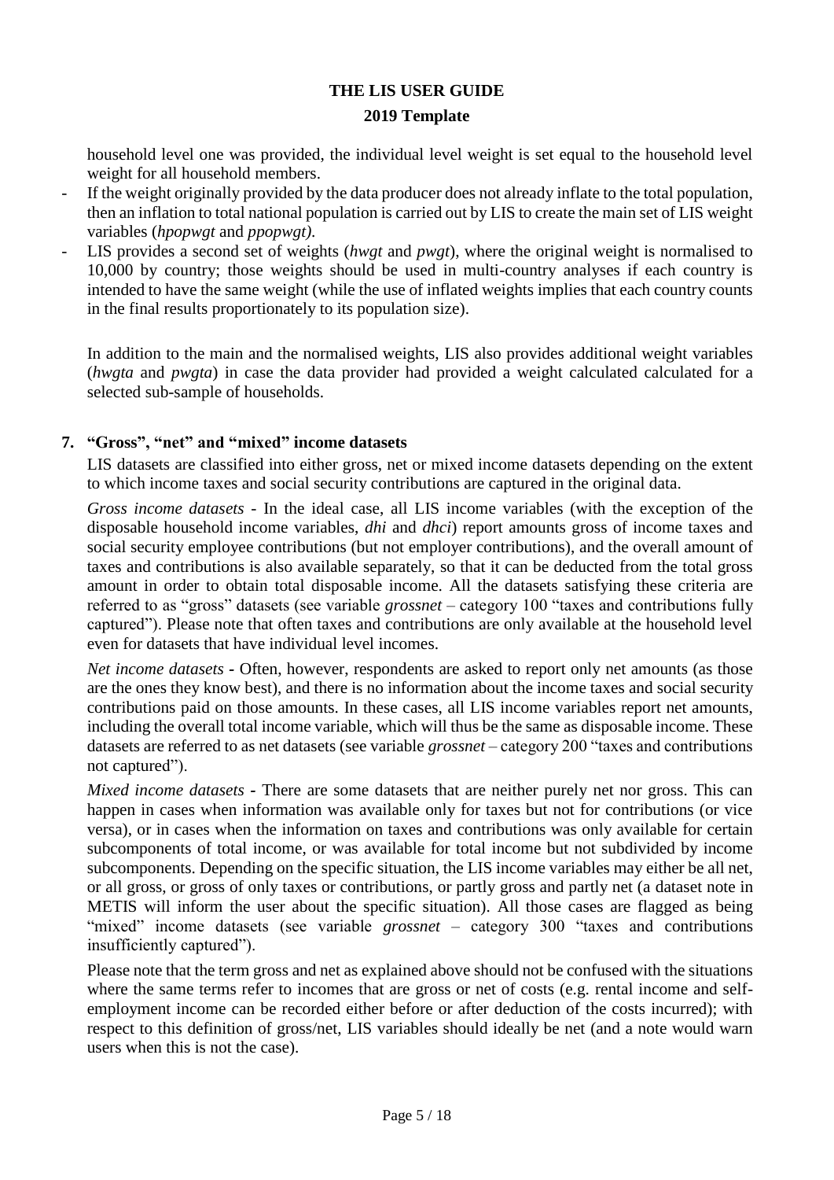household level one was provided, the individual level weight is set equal to the household level weight for all household members.

- If the weight originally provided by the data producer does not already inflate to the total population, then an inflation to total national population is carried out by LIS to create the main set of LIS weight variables (*hpopwgt* and *ppopwgt)*.
- LIS provides a second set of weights (*hwgt* and *pwgt*), where the original weight is normalised to 10,000 by country; those weights should be used in multi-country analyses if each country is intended to have the same weight (while the use of inflated weights implies that each country counts in the final results proportionately to its population size).

In addition to the main and the normalised weights, LIS also provides additional weight variables (*hwgta* and *pwgta*) in case the data provider had provided a weight calculated calculated for a selected sub-sample of households.

## 7. "Gross", "net" and "mixed" income datasets

LIS datasets are classified into either gross, net or mixed income datasets depending on the extent to which income taxes and social security contributions are captured in the original data.

*Gross income datasets* - In the ideal case, all LIS income variables (with the exception of the disposable household income variables, *dhi* and *dhci*) report amounts gross of income taxes and social security employee contributions (but not employer contributions), and the overall amount of taxes and contributions is also available separately, so that it can be deducted from the total gross amount in order to obtain total disposable income. All the datasets satisfying these criteria are referred to as "gross" datasets (see variable *grossnet* – category 100 "taxes and contributions fully captured"). Please note that often taxes and contributions are only available at the household level even for datasets that have individual level incomes.

*Net income datasets* - Often, however, respondents are asked to report only net amounts (as those are the ones they know best), and there is no information about the income taxes and social security contributions paid on those amounts. In these cases, all LIS income variables report net amounts, including the overall total income variable, which will thus be the same as disposable income. These datasets are referred to as net datasets (see variable *grossnet* – category 200 "taxes and contributions not captured").

*Mixed income datasets* - There are some datasets that are neither purely net nor gross. This can happen in cases when information was available only for taxes but not for contributions (or vice versa), or in cases when the information on taxes and contributions was only available for certain subcomponents of total income, or was available for total income but not subdivided by income subcomponents. Depending on the specific situation, the LIS income variables may either be all net, or all gross, or gross of only taxes or contributions, or partly gross and partly net (a dataset note in METIS will inform the user about the specific situation). All those cases are flagged as being "mixed" income datasets (see variable *grossnet* – category 300 "taxes and contributions insufficiently captured").

Please note that the term gross and net as explained above should not be confused with the situations where the same terms refer to incomes that are gross or net of costs (e.g. rental income and self-employment income can be recorded either before or after deduction of the costs incurred); with respect to this definition of gross/net, LIS variables should ideally be net (and a note would warn users when this is not the case).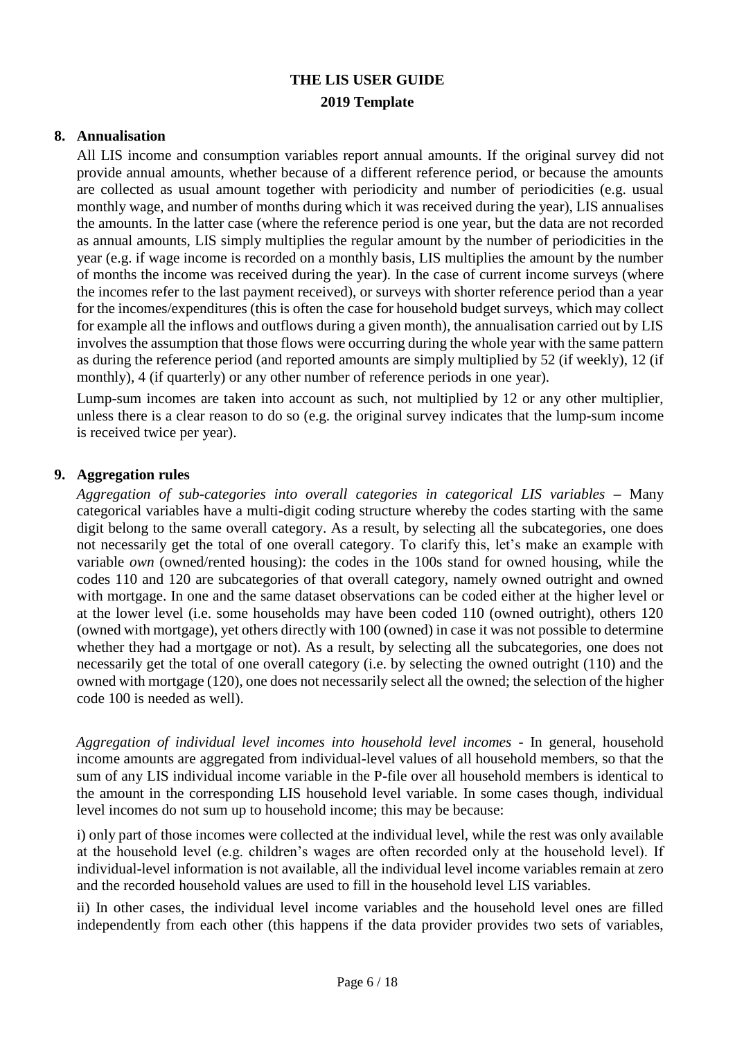## 8. Annualisation

All LIS income and consumption variables report annual amounts. If the original survey did not provide annual amounts, whether because of a different reference period, or because the amounts are collected as usual amount together with periodicity and number of periodicities (e.g. usual monthly wage, and number of months during which it was received during the year), LIS annualises the amounts. In the latter case (where the reference period is one year, but the data are not recorded as annual amounts, LIS simply multiplies the regular amount by the number of periodicities in the year (e.g. if wage income is recorded on a monthly basis, LIS multiplies the amount by the number of months the income was received during the year). In the case of current income surveys (where the incomes refer to the last payment received), or surveys with shorter reference period than a year for the incomes/expenditures (this is often the case for household budget surveys, which may collect for example all the inflows and outflows during a given month), the annualisation carried out by LIS involves the assumption that those flows were occurring during the whole year with the same pattern as during the reference period (and reported amounts are simply multiplied by 52 (if weekly), 12 (if monthly), 4 (if quarterly) or any other number of reference periods in one year).

Lump-sum incomes are taken into account as such, not multiplied by 12 or any other multiplier, unless there is a clear reason to do so (e.g. the original survey indicates that the lump-sum income is received twice per year).

## 9. Aggregation rules

*Aggregation of sub-categories into overall categories in categorical LIS variables* – Many categorical variables have a multi-digit coding structure whereby the codes starting with the same digit belong to the same overall category. As a result, by selecting all the subcategories, one does not necessarily get the total of one overall category. To clarify this, let's make an example with variable *own* (owned/rented housing): the codes in the 100s stand for owned housing, while the codes 110 and 120 are subcategories of that overall category, namely owned outright and owned with mortgage. In one and the same dataset observations can be coded either at the higher level or at the lower level (i.e. some households may have been coded 110 (owned outright), others 120 (owned with mortgage), yet others directly with 100 (owned) in case it was not possible to determine whether they had a mortgage or not). As a result, by selecting all the subcategories, one does not necessarily get the total of one overall category (i.e. by selecting the owned outright (110) and the owned with mortgage (120), one does not necessarily select all the owned; the selection of the higher code 100 is needed as well).

*Aggregation of individual level incomes into household level incomes* - In general, household income amounts are aggregated from individual-level values of all household members, so that the sum of any LIS individual income variable in the P-file over all household members is identical to the amount in the corresponding LIS household level variable. In some cases though, individual level incomes do not sum up to household income; this may be because:

i) only part of those incomes were collected at the individual level, while the rest was only available at the household level (e.g. children's wages are often recorded only at the household level). If individual-level information is not available, all the individual level income variables remain at zero and the recorded household values are used to fill in the household level LIS variables.

ii) In other cases, the individual level income variables and the household level ones are filled independently from each other (this happens if the data provider provides two sets of variables,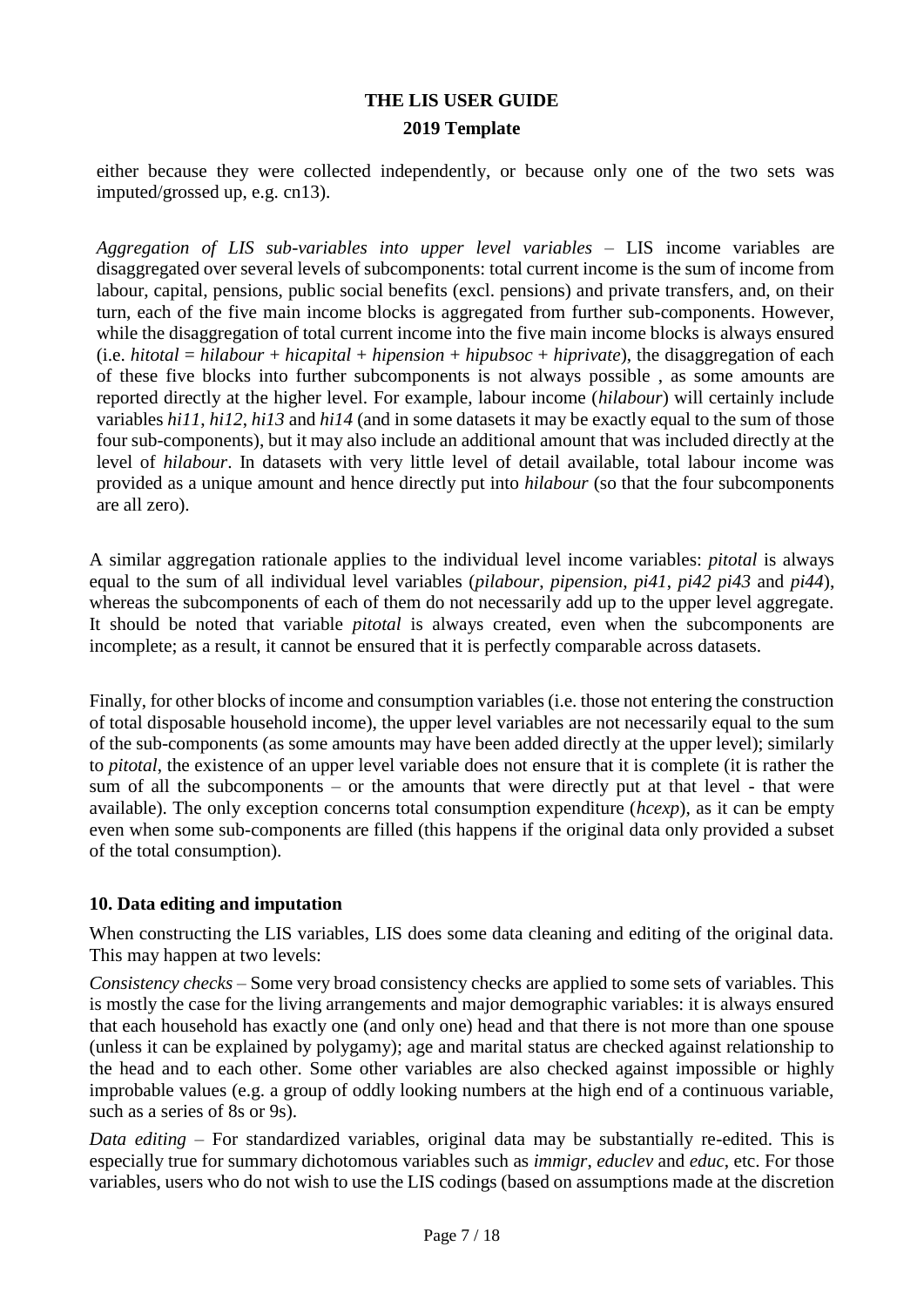either because they were collected independently, or because only one of the two sets was imputed/grossed up, e.g. cn13).

*Aggregation of LIS sub-variables into upper level variables* – LIS income variables are disaggregated over several levels of subcomponents: total current income is the sum of income from labour, capital, pensions, public social benefits (excl. pensions) and private transfers, and, on their turn, each of the five main income blocks is aggregated from further sub-components. However, while the disaggregation of total current income into the five main income blocks is always ensured (i.e. *hitotal* = *hilabour* + *hicapital* + *hipension* + *hipubsoc* + *hiprivate*), the disaggregation of each of these five blocks into further subcomponents is not always possible , as some amounts are reported directly at the higher level. For example, labour income (*hilabour*) will certainly include variables *hi11*, *hi12*, *hi13* and *hi14* (and in some datasets it may be exactly equal to the sum of those four sub-components), but it may also include an additional amount that was included directly at the level of *hilabour*. In datasets with very little level of detail available, total labour income was provided as a unique amount and hence directly put into *hilabour* (so that the four subcomponents are all zero).

A similar aggregation rationale applies to the individual level income variables: *pitotal* is always equal to the sum of all individual level variables (*pilabour*, *pipension*, *pi41*, *pi42 pi43* and *pi44*), whereas the subcomponents of each of them do not necessarily add up to the upper level aggregate. It should be noted that variable *pitotal* is always created, even when the subcomponents are incomplete; as a result, it cannot be ensured that it is perfectly comparable across datasets.

Finally, for other blocks of income and consumption variables (i.e. those not entering the construction of total disposable household income), the upper level variables are not necessarily equal to the sum of the sub-components (as some amounts may have been added directly at the upper level); similarly to *pitotal*, the existence of an upper level variable does not ensure that it is complete (it is rather the sum of all the subcomponents – or the amounts that were directly put at that level - that were available). The only exception concerns total consumption expenditure (*hcexp*), as it can be empty even when some sub-components are filled (this happens if the original data only provided a subset of the total consumption).

## 10. Data editing and imputation

When constructing the LIS variables, LIS does some data cleaning and editing of the original data. This may happen at two levels:

*Consistency checks* – Some very broad consistency checks are applied to some sets of variables. This is mostly the case for the living arrangements and major demographic variables: it is always ensured that each household has exactly one (and only one) head and that there is not more than one spouse (unless it can be explained by polygamy); age and marital status are checked against relationship to the head and to each other. Some other variables are also checked against impossible or highly improbable values (e.g. a group of oddly looking numbers at the high end of a continuous variable, such as a series of 8s or 9s).

*Data editing* – For standardized variables, original data may be substantially re-edited. This is especially true for summary dichotomous variables such as *immigr*, *educlev* and *educ*, etc. For those variables, users who do not wish to use the LIS codings (based on assumptions made at the discretion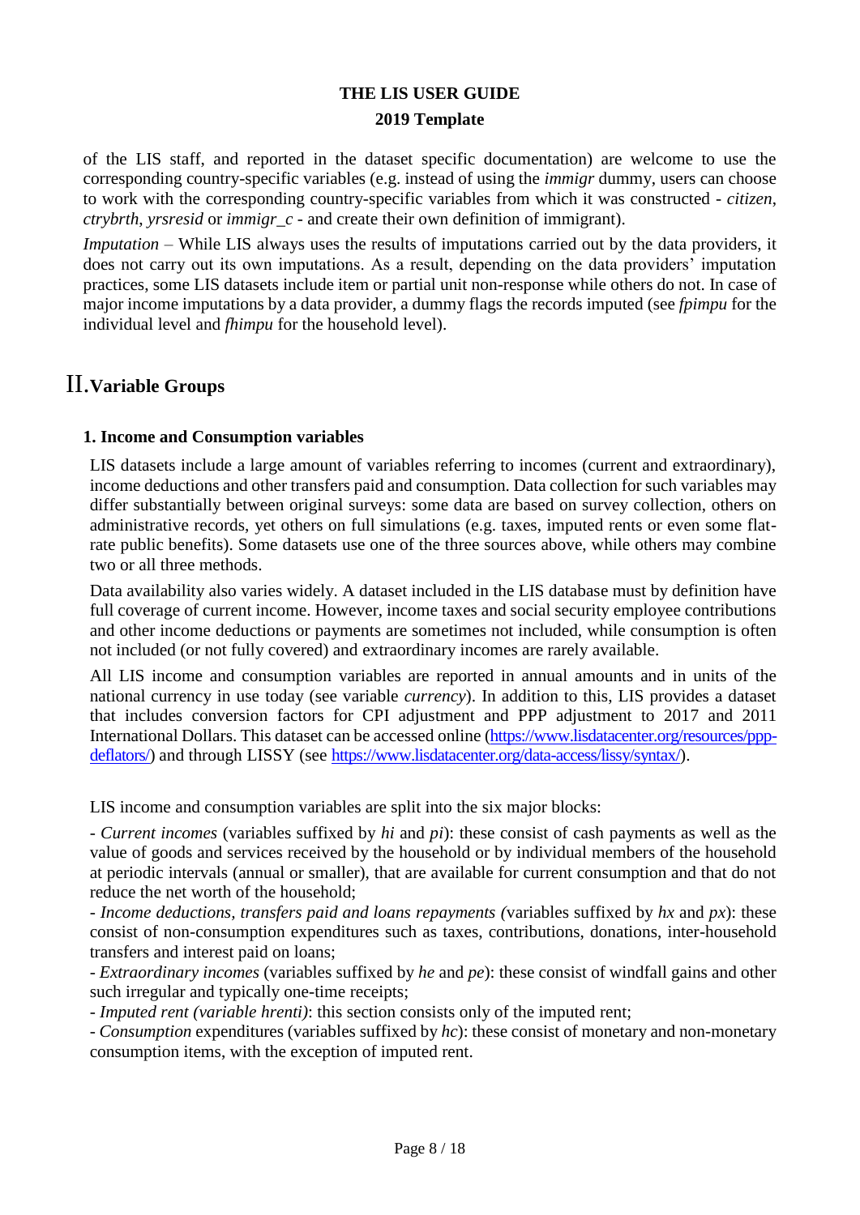of the LIS staff, and reported in the dataset specific documentation) are welcome to use the corresponding country-specific variables (e.g. instead of using the *immigr* dummy, users can choose to work with the corresponding country-specific variables from which it was constructed - *citizen*, *ctrybrth*, *yrsresid* or *immigr_c* - and create their own definition of immigrant).

*Imputation* – While LIS always uses the results of imputations carried out by the data providers, it does not carry out its own imputations. As a result, depending on the data providers' imputation practices, some LIS datasets include item or partial unit non-response while others do not. In case of major income imputations by a data provider, a dummy flags the records imputed (see *fpimpu* for the individual level and *fhimpu* for the household level).

# II. Variable Groups

### 1. Income and Consumption variables

LIS datasets include a large amount of variables referring to incomes (current and extraordinary), income deductions and other transfers paid and consumption. Data collection for such variables may differ substantially between original surveys: some data are based on survey collection, others on administrative records, yet others on full simulations (e.g. taxes, imputed rents or even some flat-rate public benefits). Some datasets use one of the three sources above, while others may combine two or all three methods.

Data availability also varies widely. A dataset included in the LIS database must by definition have full coverage of current income. However, income taxes and social security employee contributions and other income deductions or payments are sometimes not included, while consumption is often not included (or not fully covered) and extraordinary incomes are rarely available.

All LIS income and consumption variables are reported in annual amounts and in units of the national currency in use today (see variable *currency*). In addition to this, LIS provides a dataset that includes conversion factors for CPI adjustment and PPP adjustment to 2017 and 2011 International Dollars. This dataset can be accessed online (https://www.lisdatacenter.org/resources/ppp-deflators/) and through LISSY (see https://www.lisdatacenter.org/data-access/lissy/syntax/).

LIS income and consumption variables are split into the six major blocks:

- *Current incomes* (variables suffixed by *hi* and *pi*): these consist of cash payments as well as the value of goods and services received by the household or by individual members of the household at periodic intervals (annual or smaller), that are available for current consumption and that do not reduce the net worth of the household;
- *Income deductions, transfers paid and loans repayments (*variables suffixed by *hx* and *px*): these consist of non-consumption expenditures such as taxes, contributions, donations, inter-household transfers and interest paid on loans;
- *Extraordinary incomes* (variables suffixed by *he* and *pe*): these consist of windfall gains and other such irregular and typically one-time receipts;
- *Imputed rent (variable hrenti)*: this section consists only of the imputed rent;
- *Consumption* expenditures (variables suffixed by *hc*): these consist of monetary and non-monetary consumption items, with the exception of imputed rent.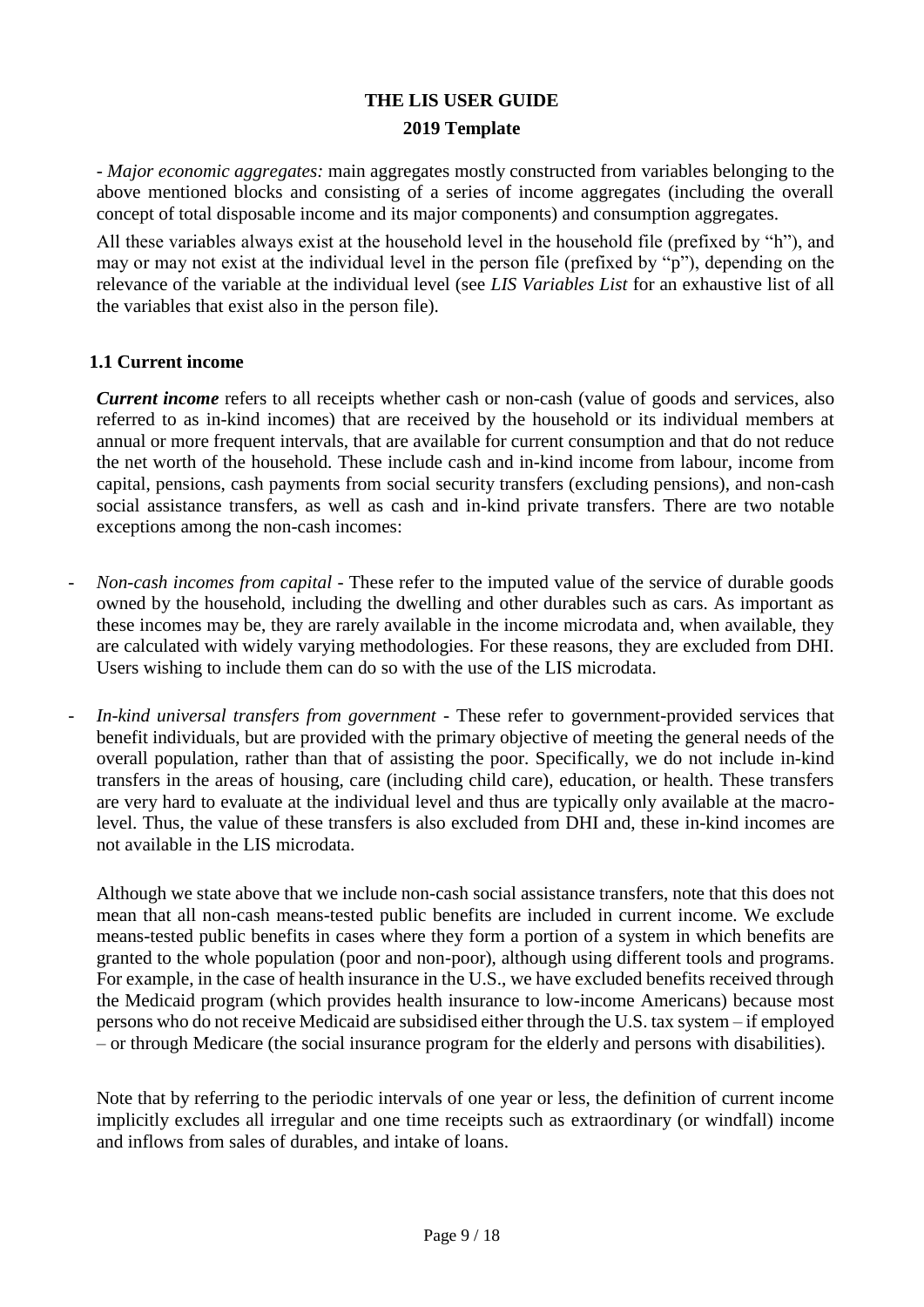- *Major economic aggregates:* main aggregates mostly constructed from variables belonging to the above mentioned blocks and consisting of a series of income aggregates (including the overall concept of total disposable income and its major components) and consumption aggregates.

All these variables always exist at the household level in the household file (prefixed by "h"), and may or may not exist at the individual level in the person file (prefixed by "p"), depending on the relevance of the variable at the individual level (see *LIS Variables List* for an exhaustive list of all the variables that exist also in the person file).

### 1.1 Current income

***Current income*** refers to all receipts whether cash or non-cash (value of goods and services, also referred to as in-kind incomes) that are received by the household or its individual members at annual or more frequent intervals, that are available for current consumption and that do not reduce the net worth of the household. These include cash and in-kind income from labour, income from capital, pensions, cash payments from social security transfers (excluding pensions), and non-cash social assistance transfers, as well as cash and in-kind private transfers. There are two notable exceptions among the non-cash incomes:

- *Non-cash incomes from capital* - These refer to the imputed value of the service of durable goods owned by the household, including the dwelling and other durables such as cars. As important as these incomes may be, they are rarely available in the income microdata and, when available, they are calculated with widely varying methodologies. For these reasons, they are excluded from DHI. Users wishing to include them can do so with the use of the LIS microdata.
- *In-kind universal transfers from government* - These refer to government-provided services that benefit individuals, but are provided with the primary objective of meeting the general needs of the overall population, rather than that of assisting the poor. Specifically, we do not include in-kind transfers in the areas of housing, care (including child care), education, or health. These transfers are very hard to evaluate at the individual level and thus are typically only available at the macro-level. Thus, the value of these transfers is also excluded from DHI and, these in-kind incomes are not available in the LIS microdata.

Although we state above that we include non-cash social assistance transfers, note that this does not mean that all non-cash means-tested public benefits are included in current income. We exclude means-tested public benefits in cases where they form a portion of a system in which benefits are granted to the whole population (poor and non-poor), although using different tools and programs. For example, in the case of health insurance in the U.S., we have excluded benefits received through the Medicaid program (which provides health insurance to low-income Americans) because most persons who do not receive Medicaid are subsidised either through the U.S. tax system – if employed – or through Medicare (the social insurance program for the elderly and persons with disabilities).

Note that by referring to the periodic intervals of one year or less, the definition of current income implicitly excludes all irregular and one time receipts such as extraordinary (or windfall) income and inflows from sales of durables, and intake of loans.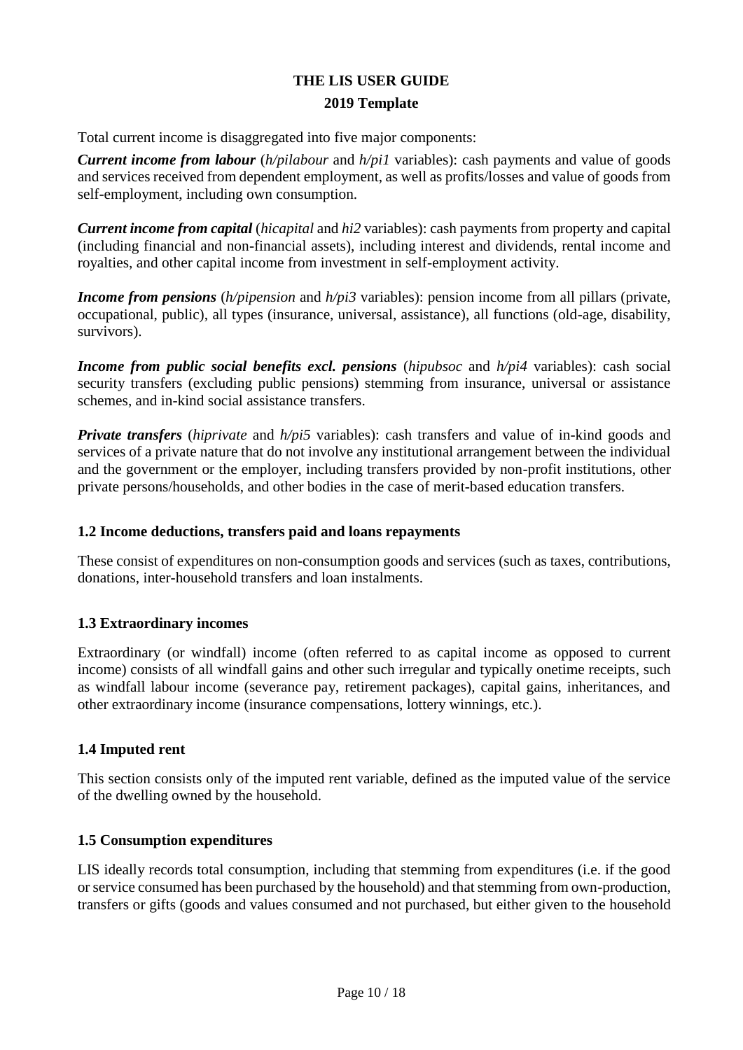Total current income is disaggregated into five major components:

***Current income from labour*** (*h/pilabour* and *h/pi1* variables): cash payments and value of goods and services received from dependent employment, as well as profits/losses and value of goods from self-employment, including own consumption.

***Current income from capital*** (*hicapital* and *hi2* variables): cash payments from property and capital (including financial and non-financial assets), including interest and dividends, rental income and royalties, and other capital income from investment in self-employment activity.

***Income from pensions*** (*h/pipension* and *h/pi3* variables): pension income from all pillars (private, occupational, public), all types (insurance, universal, assistance), all functions (old-age, disability, survivors).

***Income from public social benefits excl. pensions*** (*hipubsoc* and *h/pi4* variables): cash social security transfers (excluding public pensions) stemming from insurance, universal or assistance schemes, and in-kind social assistance transfers.

***Private transfers*** (*hiprivate* and *h/pi5* variables): cash transfers and value of in-kind goods and services of a private nature that do not involve any institutional arrangement between the individual and the government or the employer, including transfers provided by non-profit institutions, other private persons/households, and other bodies in the case of merit-based education transfers.

### 1.2 Income deductions, transfers paid and loans repayments

These consist of expenditures on non-consumption goods and services (such as taxes, contributions, donations, inter-household transfers and loan instalments.

### 1.3 Extraordinary incomes

Extraordinary (or windfall) income (often referred to as capital income as opposed to current income) consists of all windfall gains and other such irregular and typically onetime receipts, such as windfall labour income (severance pay, retirement packages), capital gains, inheritances, and other extraordinary income (insurance compensations, lottery winnings, etc.).

### 1.4 Imputed rent

This section consists only of the imputed rent variable, defined as the imputed value of the service of the dwelling owned by the household.

### 1.5 Consumption expenditures

LIS ideally records total consumption, including that stemming from expenditures (i.e. if the good or service consumed has been purchased by the household) and that stemming from own-production, transfers or gifts (goods and values consumed and not purchased, but either given to the household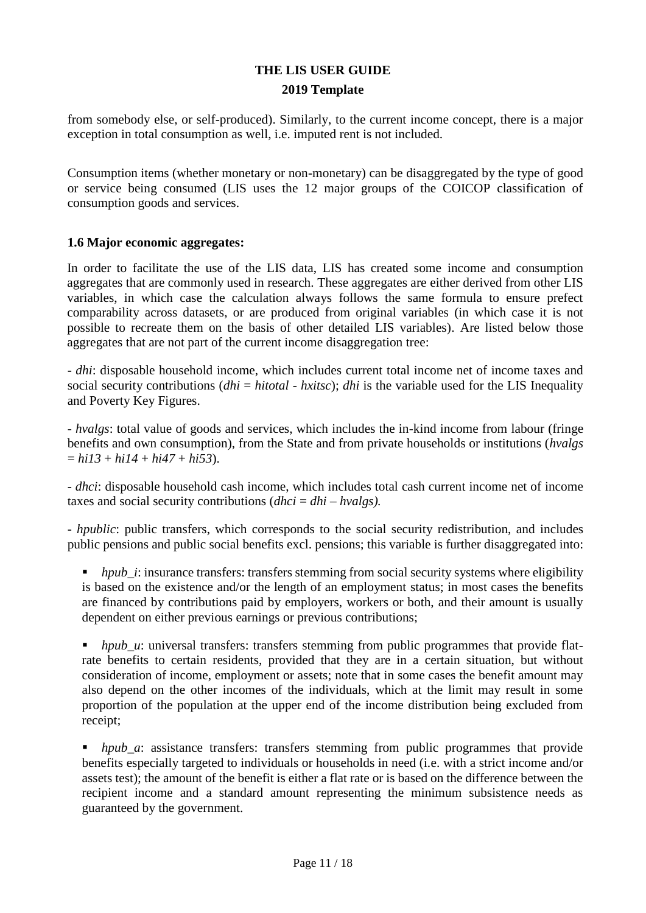from somebody else, or self-produced). Similarly, to the current income concept, there is a major exception in total consumption as well, i.e. imputed rent is not included.

Consumption items (whether monetary or non-monetary) can be disaggregated by the type of good or service being consumed (LIS uses the 12 major groups of the COICOP classification of consumption goods and services.

### 1.6 Major economic aggregates:

In order to facilitate the use of the LIS data, LIS has created some income and consumption aggregates that are commonly used in research. These aggregates are either derived from other LIS variables, in which case the calculation always follows the same formula to ensure prefect comparability across datasets, or are produced from original variables (in which case it is not possible to recreate them on the basis of other detailed LIS variables). Are listed below those aggregates that are not part of the current income disaggregation tree:

- *dhi*: disposable household income, which includes current total income net of income taxes and social security contributions (*dhi* = *hitotal* - *hxitsc*); *dhi* is the variable used for the LIS Inequality and Poverty Key Figures.

- *hvalgs*: total value of goods and services, which includes the in-kind income from labour (fringe benefits and own consumption), from the State and from private households or institutions (*hvalgs* = *hi13* + *hi14* + *hi47* + *hi53*).

- *dhci*: disposable household cash income, which includes total cash current income net of income taxes and social security contributions (*dhci* = *dhi* – *hvalgs).*

- *hpublic*: public transfers, which corresponds to the social security redistribution, and includes public pensions and public social benefits excl. pensions; this variable is further disaggregated into:

- *hpub_i*: insurance transfers: transfers stemming from social security systems where eligibility is based on the existence and/or the length of an employment status; in most cases the benefits are financed by contributions paid by employers, workers or both, and their amount is usually dependent on either previous earnings or previous contributions;

- *hpub_u*: universal transfers: transfers stemming from public programmes that provide flat-rate benefits to certain residents, provided that they are in a certain situation, but without consideration of income, employment or assets; note that in some cases the benefit amount may also depend on the other incomes of the individuals, which at the limit may result in some proportion of the population at the upper end of the income distribution being excluded from receipt;

- *hpub_a*: assistance transfers: transfers stemming from public programmes that provide benefits especially targeted to individuals or households in need (i.e. with a strict income and/or assets test); the amount of the benefit is either a flat rate or is based on the difference between the recipient income and a standard amount representing the minimum subsistence needs as guaranteed by the government.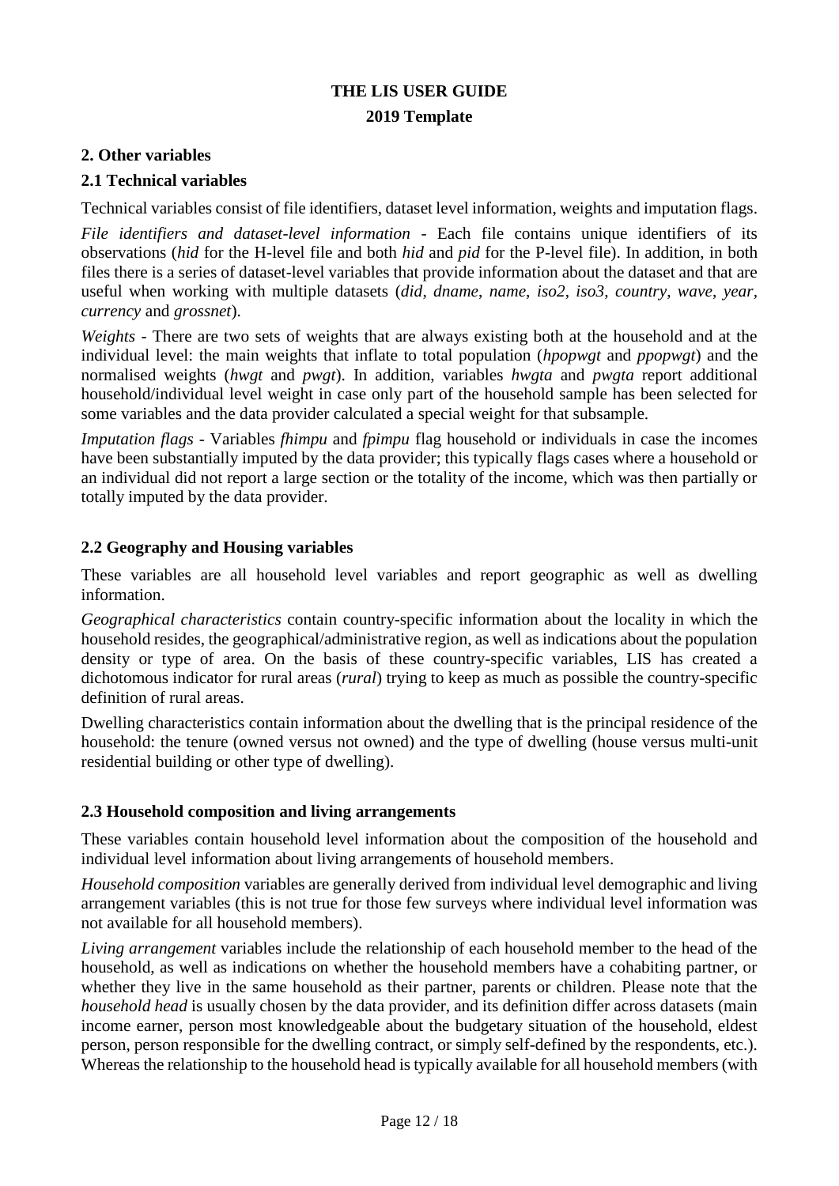**THE LIS USER GUIDE**

**2019 Template**

## 2. Other variables

### 2.1 Technical variables

Technical variables consist of file identifiers, dataset level information, weights and imputation flags.

*File identifiers and dataset-level information* - Each file contains unique identifiers of its observations (*hid* for the H-level file and both *hid* and *pid* for the P-level file). In addition, in both files there is a series of dataset-level variables that provide information about the dataset and that are useful when working with multiple datasets (*did*, *dname*, *name*, *iso2*, *iso3*, *country*, *wave*, *year*, *currency* and *grossnet*).

*Weights* - There are two sets of weights that are always existing both at the household and at the individual level: the main weights that inflate to total population (*hpopwgt* and *ppopwgt*) and the normalised weights (*hwgt* and *pwgt*). In addition, variables *hwgta* and *pwgta* report additional household/individual level weight in case only part of the household sample has been selected for some variables and the data provider calculated a special weight for that subsample.

*Imputation flags* - Variables *fhimpu* and *fpimpu* flag household or individuals in case the incomes have been substantially imputed by the data provider; this typically flags cases where a household or an individual did not report a large section or the totality of the income, which was then partially or totally imputed by the data provider.

### 2.2 Geography and Housing variables

These variables are all household level variables and report geographic as well as dwelling information.

*Geographical characteristics* contain country-specific information about the locality in which the household resides, the geographical/administrative region, as well as indications about the population density or type of area. On the basis of these country-specific variables, LIS has created a dichotomous indicator for rural areas (*rural*) trying to keep as much as possible the country-specific definition of rural areas.

Dwelling characteristics contain information about the dwelling that is the principal residence of the household: the tenure (owned versus not owned) and the type of dwelling (house versus multi-unit residential building or other type of dwelling).

### 2.3 Household composition and living arrangements

These variables contain household level information about the composition of the household and individual level information about living arrangements of household members.

*Household composition* variables are generally derived from individual level demographic and living arrangement variables (this is not true for those few surveys where individual level information was not available for all household members).

*Living arrangement* variables include the relationship of each household member to the head of the household, as well as indications on whether the household members have a cohabiting partner, or whether they live in the same household as their partner, parents or children. Please note that the *household head* is usually chosen by the data provider, and its definition differ across datasets (main income earner, person most knowledgeable about the budgetary situation of the household, eldest person, person responsible for the dwelling contract, or simply self-defined by the respondents, etc.). Whereas the relationship to the household head is typically available for all household members (with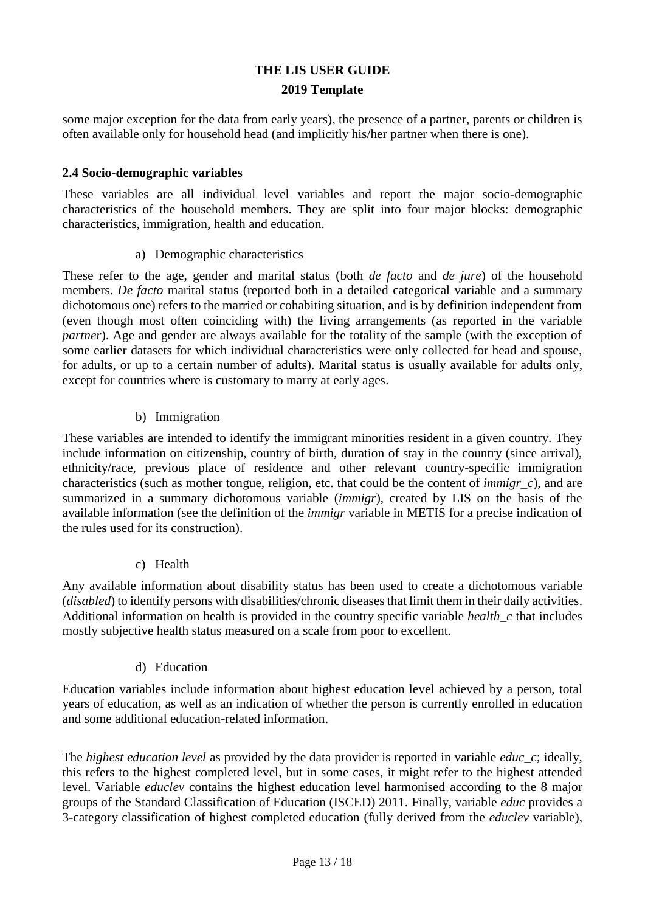some major exception for the data from early years), the presence of a partner, parents or children is often available only for household head (and implicitly his/her partner when there is one).

### 2.4 Socio-demographic variables

These variables are all individual level variables and report the major socio-demographic characteristics of the household members. They are split into four major blocks: demographic characteristics, immigration, health and education.

a) Demographic characteristics

These refer to the age, gender and marital status (both *de facto* and *de jure*) of the household members. *De facto* marital status (reported both in a detailed categorical variable and a summary dichotomous one) refers to the married or cohabiting situation, and is by definition independent from (even though most often coinciding with) the living arrangements (as reported in the variable *partner*). Age and gender are always available for the totality of the sample (with the exception of some earlier datasets for which individual characteristics were only collected for head and spouse, for adults, or up to a certain number of adults). Marital status is usually available for adults only, except for countries where is customary to marry at early ages.

b) Immigration

These variables are intended to identify the immigrant minorities resident in a given country. They include information on citizenship, country of birth, duration of stay in the country (since arrival), ethnicity/race, previous place of residence and other relevant country-specific immigration characteristics (such as mother tongue, religion, etc. that could be the content of *immigr_c*), and are summarized in a summary dichotomous variable (*immigr*), created by LIS on the basis of the available information (see the definition of the *immigr* variable in METIS for a precise indication of the rules used for its construction).

c) Health

Any available information about disability status has been used to create a dichotomous variable (*disabled*) to identify persons with disabilities/chronic diseases that limit them in their daily activities. Additional information on health is provided in the country specific variable *health_c* that includes mostly subjective health status measured on a scale from poor to excellent.

d) Education

Education variables include information about highest education level achieved by a person, total years of education, as well as an indication of whether the person is currently enrolled in education and some additional education-related information.

The *highest education level* as provided by the data provider is reported in variable *educ_c*; ideally, this refers to the highest completed level, but in some cases, it might refer to the highest attended level. Variable *educlev* contains the highest education level harmonised according to the 8 major groups of the Standard Classification of Education (ISCED) 2011. Finally, variable *educ* provides a 3-category classification of highest completed education (fully derived from the *educlev* variable),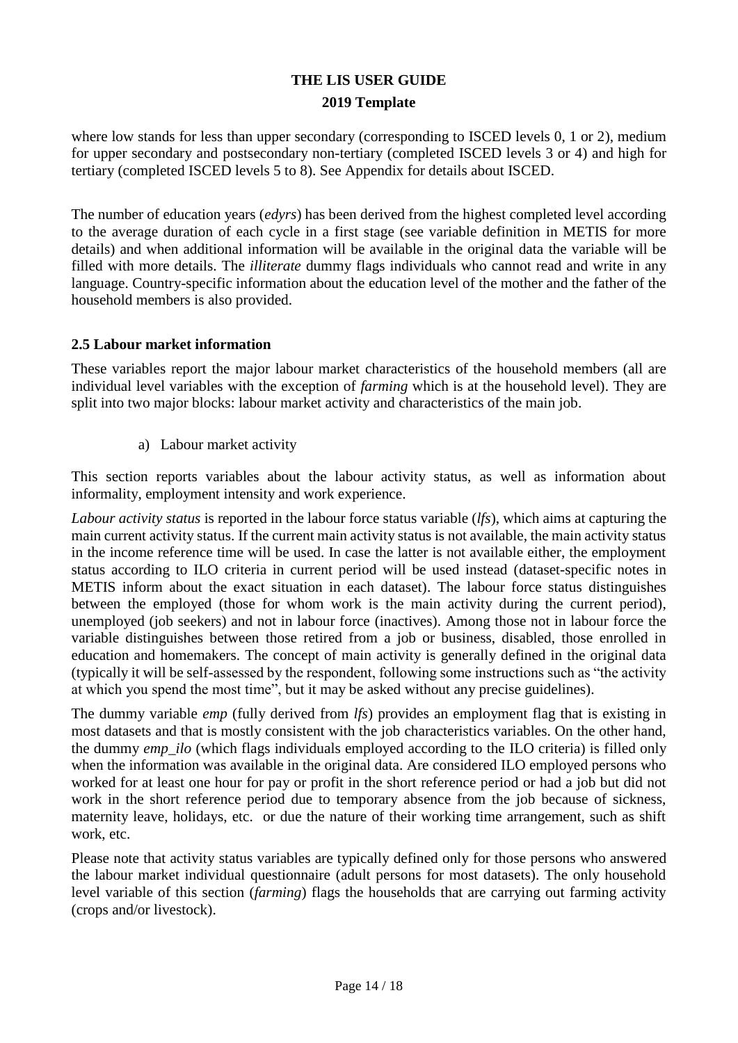where low stands for less than upper secondary (corresponding to ISCED levels 0, 1 or 2), medium for upper secondary and postsecondary non-tertiary (completed ISCED levels 3 or 4) and high for tertiary (completed ISCED levels 5 to 8). See Appendix for details about ISCED.

The number of education years (*edyrs*) has been derived from the highest completed level according to the average duration of each cycle in a first stage (see variable definition in METIS for more details) and when additional information will be available in the original data the variable will be filled with more details. The *illiterate* dummy flags individuals who cannot read and write in any language. Country-specific information about the education level of the mother and the father of the household members is also provided.

### 2.5 Labour market information

These variables report the major labour market characteristics of the household members (all are individual level variables with the exception of *farming* which is at the household level). They are split into two major blocks: labour market activity and characteristics of the main job.

a) Labour market activity

This section reports variables about the labour activity status, as well as information about informality, employment intensity and work experience.

*Labour activity status* is reported in the labour force status variable (*lfs*), which aims at capturing the main current activity status. If the current main activity status is not available, the main activity status in the income reference time will be used. In case the latter is not available either, the employment status according to ILO criteria in current period will be used instead (dataset-specific notes in METIS inform about the exact situation in each dataset). The labour force status distinguishes between the employed (those for whom work is the main activity during the current period), unemployed (job seekers) and not in labour force (inactives). Among those not in labour force the variable distinguishes between those retired from a job or business, disabled, those enrolled in education and homemakers. The concept of main activity is generally defined in the original data (typically it will be self-assessed by the respondent, following some instructions such as "the activity at which you spend the most time", but it may be asked without any precise guidelines).

The dummy variable *emp* (fully derived from *lfs*) provides an employment flag that is existing in most datasets and that is mostly consistent with the job characteristics variables. On the other hand, the dummy *emp_ilo* (which flags individuals employed according to the ILO criteria) is filled only when the information was available in the original data. Are considered ILO employed persons who worked for at least one hour for pay or profit in the short reference period or had a job but did not work in the short reference period due to temporary absence from the job because of sickness, maternity leave, holidays, etc. or due the nature of their working time arrangement, such as shift work, etc.

Please note that activity status variables are typically defined only for those persons who answered the labour market individual questionnaire (adult persons for most datasets). The only household level variable of this section (*farming*) flags the households that are carrying out farming activity (crops and/or livestock).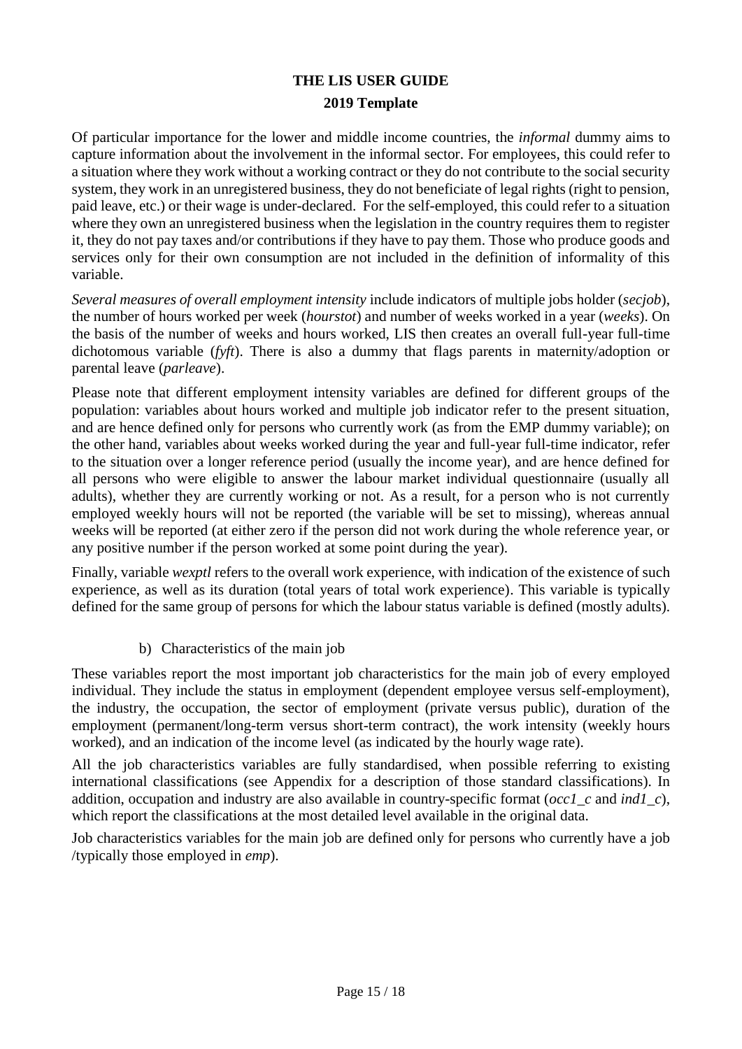Of particular importance for the lower and middle income countries, the *informal* dummy aims to capture information about the involvement in the informal sector. For employees, this could refer to a situation where they work without a working contract or they do not contribute to the social security system, they work in an unregistered business, they do not beneficiate of legal rights (right to pension, paid leave, etc.) or their wage is under-declared. For the self-employed, this could refer to a situation where they own an unregistered business when the legislation in the country requires them to register it, they do not pay taxes and/or contributions if they have to pay them. Those who produce goods and services only for their own consumption are not included in the definition of informality of this variable.

*Several measures of overall employment intensity* include indicators of multiple jobs holder (*secjob*), the number of hours worked per week (*hourstot*) and number of weeks worked in a year (*weeks*). On the basis of the number of weeks and hours worked, LIS then creates an overall full-year full-time dichotomous variable (*fyft*). There is also a dummy that flags parents in maternity/adoption or parental leave (*parleave*).

Please note that different employment intensity variables are defined for different groups of the population: variables about hours worked and multiple job indicator refer to the present situation, and are hence defined only for persons who currently work (as from the EMP dummy variable); on the other hand, variables about weeks worked during the year and full-year full-time indicator, refer to the situation over a longer reference period (usually the income year), and are hence defined for all persons who were eligible to answer the labour market individual questionnaire (usually all adults), whether they are currently working or not. As a result, for a person who is not currently employed weekly hours will not be reported (the variable will be set to missing), whereas annual weeks will be reported (at either zero if the person did not work during the whole reference year, or any positive number if the person worked at some point during the year).

Finally, variable *wexptl* refers to the overall work experience, with indication of the existence of such experience, as well as its duration (total years of total work experience). This variable is typically defined for the same group of persons for which the labour status variable is defined (mostly adults).

b) Characteristics of the main job

These variables report the most important job characteristics for the main job of every employed individual. They include the status in employment (dependent employee versus self-employment), the industry, the occupation, the sector of employment (private versus public), duration of the employment (permanent/long-term versus short-term contract), the work intensity (weekly hours worked), and an indication of the income level (as indicated by the hourly wage rate).

All the job characteristics variables are fully standardised, when possible referring to existing international classifications (see Appendix for a description of those standard classifications). In addition, occupation and industry are also available in country-specific format (*occ1_c* and *ind1_c*), which report the classifications at the most detailed level available in the original data.

Job characteristics variables for the main job are defined only for persons who currently have a job /typically those employed in *emp*).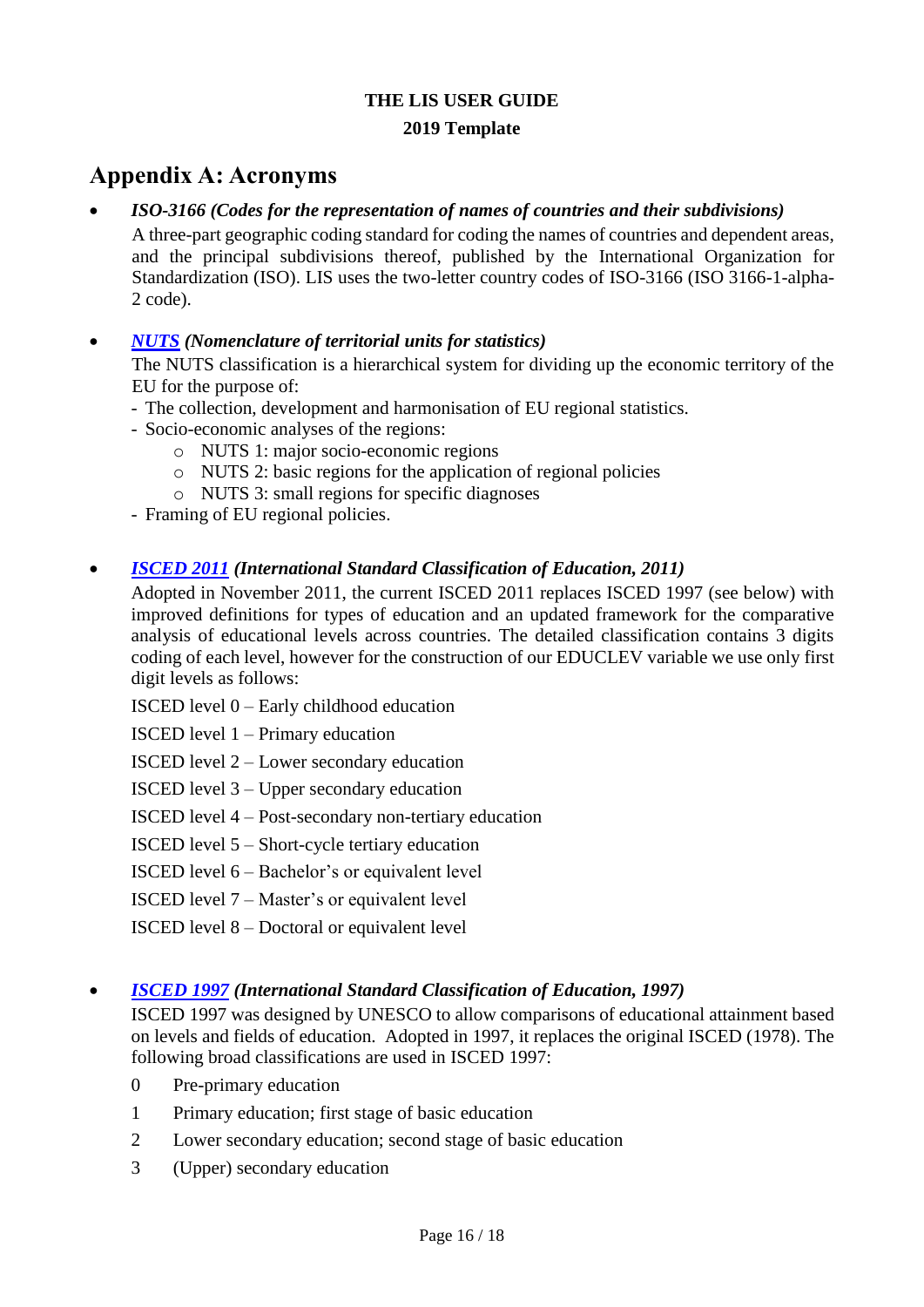## Appendix A: Acronyms

- ***ISO-3166 (Codes for the representation of names of countries and their subdivisions)***

  A three-part geographic coding standard for coding the names of countries and dependent areas, and the principal subdivisions thereof, published by the International Organization for Standardization (ISO). LIS uses the two-letter country codes of ISO-3166 (ISO 3166-1-alpha-2 code).

- ***NUTS (Nomenclature of territorial units for statistics)***

  The NUTS classification is a hierarchical system for dividing up the economic territory of the EU for the purpose of:
  - The collection, development and harmonisation of EU regional statistics.
  - Socio-economic analyses of the regions:
    - NUTS 1: major socio-economic regions
    - NUTS 2: basic regions for the application of regional policies
    - NUTS 3: small regions for specific diagnoses
  - Framing of EU regional policies.

- ***ISCED 2011 (International Standard Classification of Education, 2011)***

  Adopted in November 2011, the current ISCED 2011 replaces ISCED 1997 (see below) with improved definitions for types of education and an updated framework for the comparative analysis of educational levels across countries. The detailed classification contains 3 digits coding of each level, however for the construction of our EDUCLEV variable we use only first digit levels as follows:

  ISCED level 0 – Early childhood education

  ISCED level 1 – Primary education

  ISCED level 2 – Lower secondary education

  ISCED level 3 – Upper secondary education

  ISCED level 4 – Post-secondary non-tertiary education

  ISCED level 5 – Short-cycle tertiary education

  ISCED level 6 – Bachelor's or equivalent level

  ISCED level 7 – Master's or equivalent level

  ISCED level 8 – Doctoral or equivalent level

- ***ISCED 1997 (International Standard Classification of Education, 1997)***

  ISCED 1997 was designed by UNESCO to allow comparisons of educational attainment based on levels and fields of education. Adopted in 1997, it replaces the original ISCED (1978). The following broad classifications are used in ISCED 1997:

  0 Pre-primary education

  1 Primary education; first stage of basic education

  2 Lower secondary education; second stage of basic education

  3 (Upper) secondary education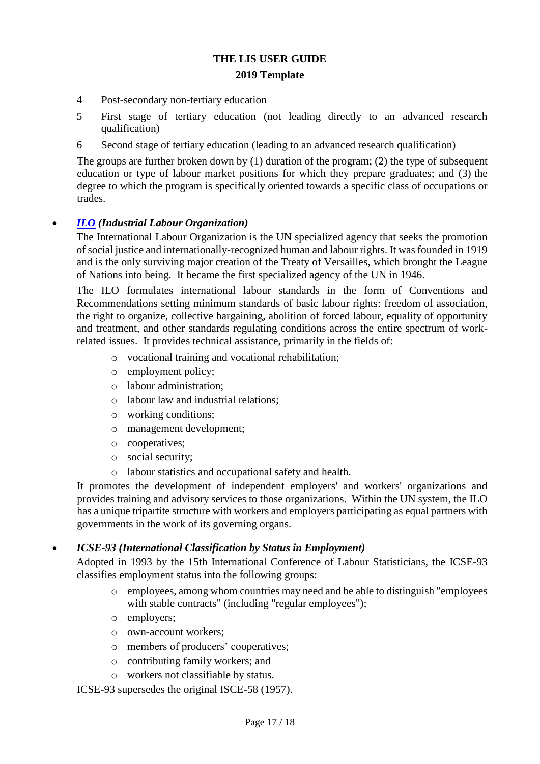4 Post-secondary non-tertiary education

5 First stage of tertiary education (not leading directly to an advanced research qualification)

6 Second stage of tertiary education (leading to an advanced research qualification)

The groups are further broken down by (1) duration of the program; (2) the type of subsequent education or type of labour market positions for which they prepare graduates; and (3) the degree to which the program is specifically oriented towards a specific class of occupations or trades.

- ***ILO (Industrial Labour Organization)***

  The International Labour Organization is the UN specialized agency that seeks the promotion of social justice and internationally-recognized human and labour rights. It was founded in 1919 and is the only surviving major creation of the Treaty of Versailles, which brought the League of Nations into being. It became the first specialized agency of the UN in 1946.

  The ILO formulates international labour standards in the form of Conventions and Recommendations setting minimum standards of basic labour rights: freedom of association, the right to organize, collective bargaining, abolition of forced labour, equality of opportunity and treatment, and other standards regulating conditions across the entire spectrum of work-related issues. It provides technical assistance, primarily in the fields of:

  - vocational training and vocational rehabilitation;
  - employment policy;
  - labour administration;
  - labour law and industrial relations;
  - working conditions;
  - management development;
  - cooperatives;
  - social security;
  - labour statistics and occupational safety and health.

  It promotes the development of independent employers' and workers' organizations and provides training and advisory services to those organizations. Within the UN system, the ILO has a unique tripartite structure with workers and employers participating as equal partners with governments in the work of its governing organs.

- ***ICSE-93 (International Classification by Status in Employment)***

  Adopted in 1993 by the 15th International Conference of Labour Statisticians, the ICSE-93 classifies employment status into the following groups:

  - employees, among whom countries may need and be able to distinguish "employees with stable contracts" (including "regular employees");
  - employers;
  - own-account workers;
  - members of producers' cooperatives;
  - contributing family workers; and
  - workers not classifiable by status.

  ICSE-93 supersedes the original ISCE-58 (1957).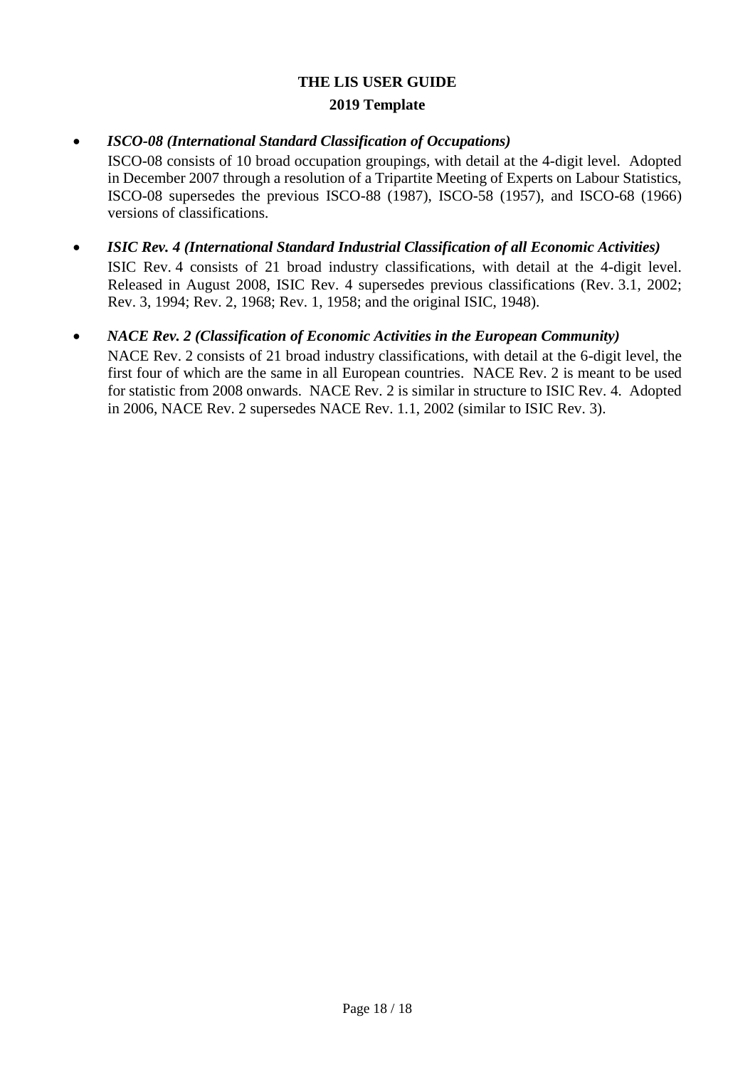- ***ISCO-08 (International Standard Classification of Occupations)***

  ISCO-08 consists of 10 broad occupation groupings, with detail at the 4-digit level. Adopted in December 2007 through a resolution of a Tripartite Meeting of Experts on Labour Statistics, ISCO-08 supersedes the previous ISCO-88 (1987), ISCO-58 (1957), and ISCO-68 (1966) versions of classifications.

- ***ISIC Rev. 4 (International Standard Industrial Classification of all Economic Activities)***

  ISIC Rev. 4 consists of 21 broad industry classifications, with detail at the 4-digit level. Released in August 2008, ISIC Rev. 4 supersedes previous classifications (Rev. 3.1, 2002; Rev. 3, 1994; Rev. 2, 1968; Rev. 1, 1958; and the original ISIC, 1948).

- ***NACE Rev. 2 (Classification of Economic Activities in the European Community)***

  NACE Rev. 2 consists of 21 broad industry classifications, with detail at the 6-digit level, the first four of which are the same in all European countries. NACE Rev. 2 is meant to be used for statistic from 2008 onwards. NACE Rev. 2 is similar in structure to ISIC Rev. 4. Adopted in 2006, NACE Rev. 2 supersedes NACE Rev. 1.1, 2002 (similar to ISIC Rev. 3).